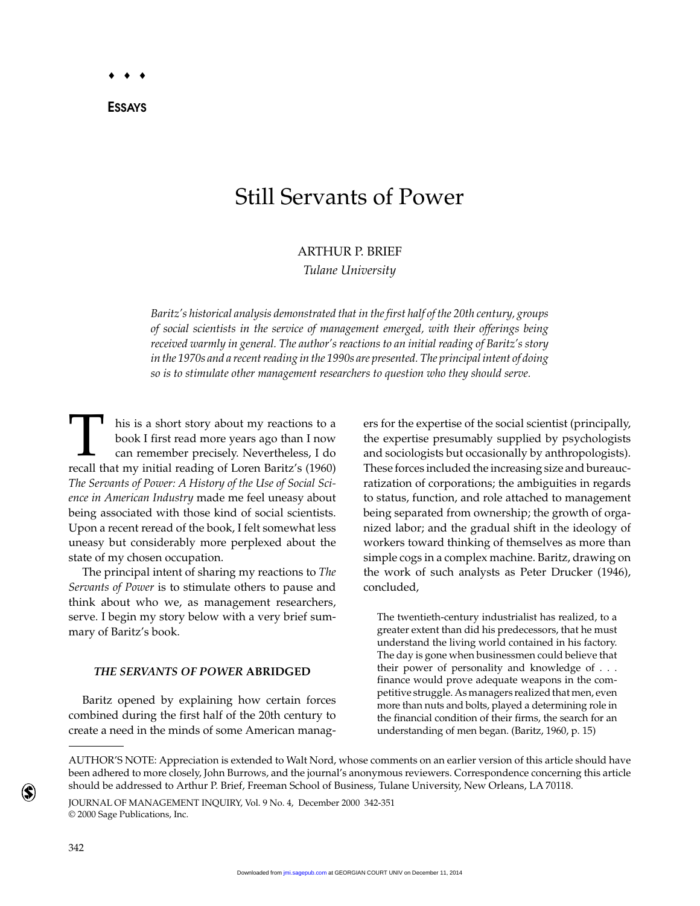♦ ♦ ♦

**ESSAYS**

# Still Servants of Power

ARTHUR P. BRIEF
*Tulane University*

*Baritz's historical analysis demonstrated that in the first half of the 20th century, groups of social scientists in the service of management emerged, with their offerings being received warmly in general. The author's reactions to an initial reading of Baritz's story in the 1970s and a recent reading in the 1990s are presented. The principal intent of doing so is to stimulate other management researchers to question who they should serve.*

This is a short story about my reactions to a book I first read more years ago than I now can remember precisely. Nevertheless, I do recall that my initial reading of Loren Baritz's (1960) *The Servants of Power: A History of the Use of Social Science in American Industry* made me feel uneasy about being associated with those kind of social scientists. Upon a recent reread of the book, I felt somewhat less uneasy but considerably more perplexed about the state of my chosen occupation.

The principal intent of sharing my reactions to *The Servants of Power* is to stimulate others to pause and think about who we, as management researchers, serve. I begin my story below with a very brief summary of Baritz's book.

## *THE SERVANTS OF POWER* ABRIDGED

Baritz opened by explaining how certain forces combined during the first half of the 20th century to create a need in the minds of some American managers for the expertise of the social scientist (principally, the expertise presumably supplied by psychologists and sociologists but occasionally by anthropologists). These forces included the increasing size and bureaucratization of corporations; the ambiguities in regards to status, function, and role attached to management being separated from ownership; the growth of organized labor; and the gradual shift in the ideology of workers toward thinking of themselves as more than simple cogs in a complex machine. Baritz, drawing on the work of such analysts as Peter Drucker (1946), concluded,

> The twentieth-century industrialist has realized, to a greater extent than did his predecessors, that he must understand the living world contained in his factory. The day is gone when businessmen could believe that their power of personality and knowledge of . . . finance would prove adequate weapons in the competitive struggle. As managers realized that men, even more than nuts and bolts, played a determining role in the financial condition of their firms, the search for an understanding of men began. (Baritz, 1960, p. 15)

AUTHOR'S NOTE: Appreciation is extended to Walt Nord, whose comments on an earlier version of this article should have been adhered to more closely, John Burrows, and the journal's anonymous reviewers. Correspondence concerning this article should be addressed to Arthur P. Brief, Freeman School of Business, Tulane University, New Orleans, LA 70118.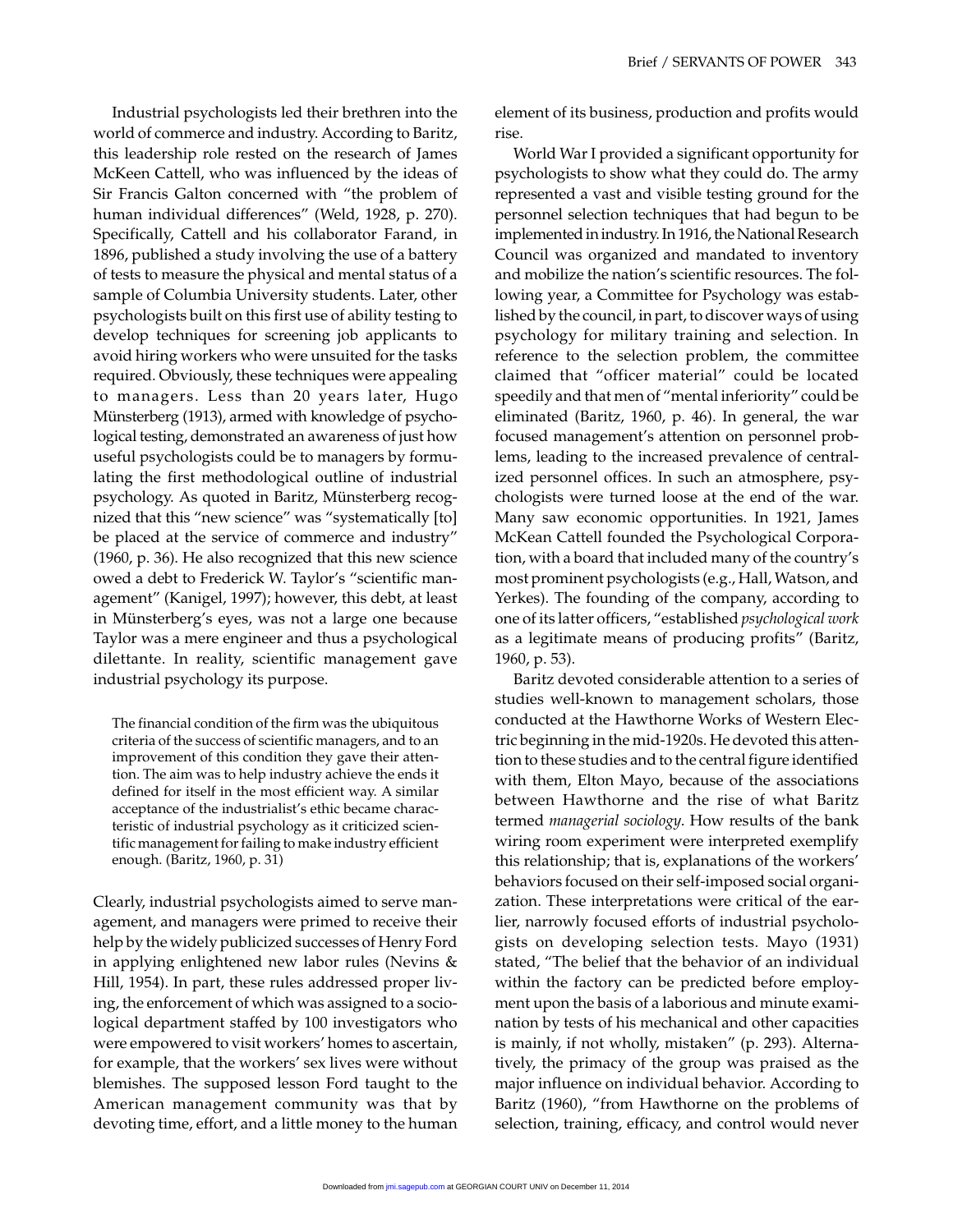Industrial psychologists led their brethren into the world of commerce and industry. According to Baritz, this leadership role rested on the research of James McKeen Cattell, who was influenced by the ideas of Sir Francis Galton concerned with "the problem of human individual differences" (Weld, 1928, p. 270). Specifically, Cattell and his collaborator Farand, in 1896, published a study involving the use of a battery of tests to measure the physical and mental status of a sample of Columbia University students. Later, other psychologists built on this first use of ability testing to develop techniques for screening job applicants to avoid hiring workers who were unsuited for the tasks required. Obviously, these techniques were appealing to managers. Less than 20 years later, Hugo Münsterberg (1913), armed with knowledge of psychological testing, demonstrated an awareness of just how useful psychologists could be to managers by formulating the first methodological outline of industrial psychology. As quoted in Baritz, Münsterberg recognized that this "new science" was "systematically [to] be placed at the service of commerce and industry" (1960, p. 36). He also recognized that this new science owed a debt to Frederick W. Taylor's "scientific management" (Kanigel, 1997); however, this debt, at least in Münsterberg's eyes, was not a large one because Taylor was a mere engineer and thus a psychological dilettante. In reality, scientific management gave industrial psychology its purpose.

> The financial condition of the firm was the ubiquitous criteria of the success of scientific managers, and to an improvement of this condition they gave their attention. The aim was to help industry achieve the ends it defined for itself in the most efficient way. A similar acceptance of the industrialist's ethic became characteristic of industrial psychology as it criticized scientific management for failing to make industry efficient enough. (Baritz, 1960, p. 31)

Clearly, industrial psychologists aimed to serve management, and managers were primed to receive their help by the widely publicized successes of Henry Ford in applying enlightened new labor rules (Nevins & Hill, 1954). In part, these rules addressed proper living, the enforcement of which was assigned to a sociological department staffed by 100 investigators who were empowered to visit workers' homes to ascertain, for example, that the workers' sex lives were without blemishes. The supposed lesson Ford taught to the American management community was that by devoting time, effort, and a little money to the human element of its business, production and profits would rise.

World War I provided a significant opportunity for psychologists to show what they could do. The army represented a vast and visible testing ground for the personnel selection techniques that had begun to be implemented in industry. In 1916, the National Research Council was organized and mandated to inventory and mobilize the nation's scientific resources. The following year, a Committee for Psychology was established by the council, in part, to discover ways of using psychology for military training and selection. In reference to the selection problem, the committee claimed that "officer material" could be located speedily and that men of "mental inferiority" could be eliminated (Baritz, 1960, p. 46). In general, the war focused management's attention on personnel problems, leading to the increased prevalence of centralized personnel offices. In such an atmosphere, psychologists were turned loose at the end of the war. Many saw economic opportunities. In 1921, James McKean Cattell founded the Psychological Corporation, with a board that included many of the country's most prominent psychologists (e.g., Hall, Watson, and Yerkes). The founding of the company, according to one of its latter officers, "established *psychological work* as a legitimate means of producing profits" (Baritz, 1960, p. 53).

Baritz devoted considerable attention to a series of studies well-known to management scholars, those conducted at the Hawthorne Works of Western Electric beginning in the mid-1920s. He devoted this attention to these studies and to the central figure identified with them, Elton Mayo, because of the associations between Hawthorne and the rise of what Baritz termed *managerial sociology*. How results of the bank wiring room experiment were interpreted exemplify this relationship; that is, explanations of the workers' behaviors focused on their self-imposed social organization. These interpretations were critical of the earlier, narrowly focused efforts of industrial psychologists on developing selection tests. Mayo (1931) stated, "The belief that the behavior of an individual within the factory can be predicted before employment upon the basis of a laborious and minute examination by tests of his mechanical and other capacities is mainly, if not wholly, mistaken" (p. 293). Alternatively, the primacy of the group was praised as the major influence on individual behavior. According to Baritz (1960), "from Hawthorne on the problems of selection, training, efficacy, and control would never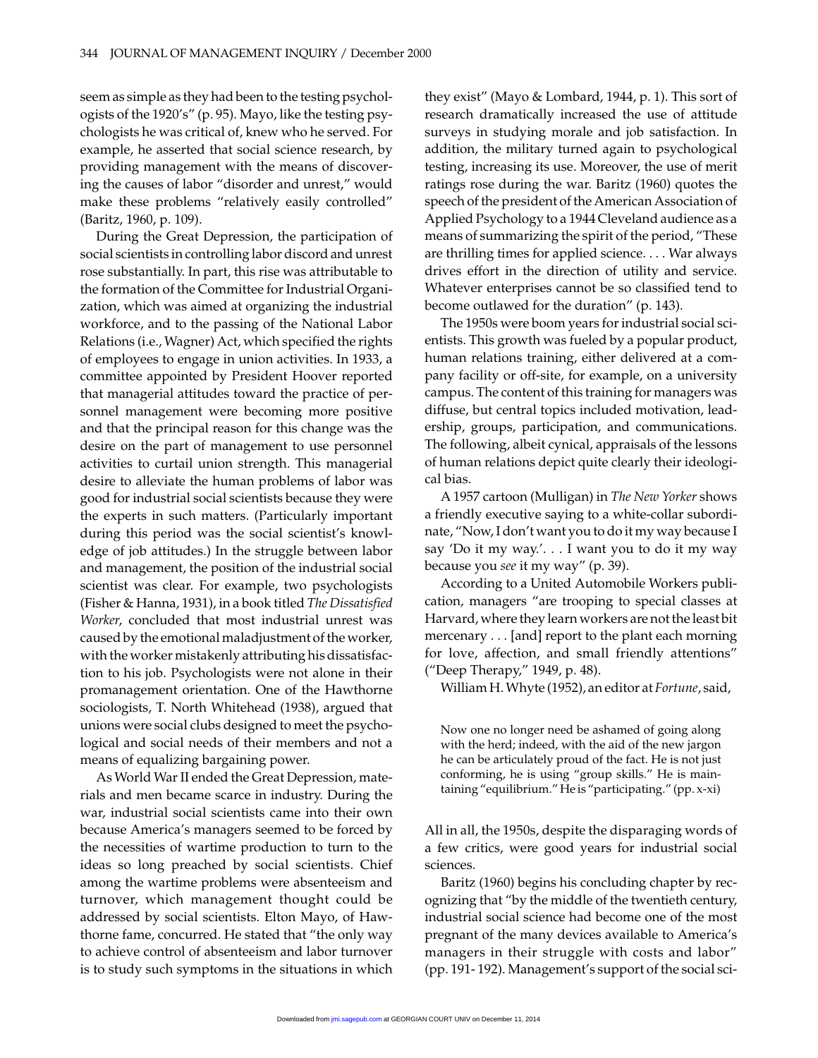seem as simple as they had been to the testing psychologists of the 1920's" (p. 95). Mayo, like the testing psychologists he was critical of, knew who he served. For example, he asserted that social science research, by providing management with the means of discovering the causes of labor "disorder and unrest," would make these problems "relatively easily controlled" (Baritz, 1960, p. 109).

During the Great Depression, the participation of social scientists in controlling labor discord and unrest rose substantially. In part, this rise was attributable to the formation of the Committee for Industrial Organization, which was aimed at organizing the industrial workforce, and to the passing of the National Labor Relations (i.e., Wagner) Act, which specified the rights of employees to engage in union activities. In 1933, a committee appointed by President Hoover reported that managerial attitudes toward the practice of personnel management were becoming more positive and that the principal reason for this change was the desire on the part of management to use personnel activities to curtail union strength. This managerial desire to alleviate the human problems of labor was good for industrial social scientists because they were the experts in such matters. (Particularly important during this period was the social scientist's knowledge of job attitudes.) In the struggle between labor and management, the position of the industrial social scientist was clear. For example, two psychologists (Fisher & Hanna, 1931), in a book titled *The Dissatisfied Worker*, concluded that most industrial unrest was caused by the emotional maladjustment of the worker, with the worker mistakenly attributing his dissatisfaction to his job. Psychologists were not alone in their promanagement orientation. One of the Hawthorne sociologists, T. North Whitehead (1938), argued that unions were social clubs designed to meet the psychological and social needs of their members and not a means of equalizing bargaining power.

As World War II ended the Great Depression, materials and men became scarce in industry. During the war, industrial social scientists came into their own because America's managers seemed to be forced by the necessities of wartime production to turn to the ideas so long preached by social scientists. Chief among the wartime problems were absenteeism and turnover, which management thought could be addressed by social scientists. Elton Mayo, of Hawthorne fame, concurred. He stated that "the only way to achieve control of absenteeism and labor turnover is to study such symptoms in the situations in which they exist" (Mayo & Lombard, 1944, p. 1). This sort of research dramatically increased the use of attitude surveys in studying morale and job satisfaction. In addition, the military turned again to psychological testing, increasing its use. Moreover, the use of merit ratings rose during the war. Baritz (1960) quotes the speech of the president of the American Association of Applied Psychology to a 1944 Cleveland audience as a means of summarizing the spirit of the period, "These are thrilling times for applied science. . . . War always drives effort in the direction of utility and service. Whatever enterprises cannot be so classified tend to become outlawed for the duration" (p. 143).

The 1950s were boom years for industrial social scientists. This growth was fueled by a popular product, human relations training, either delivered at a company facility or off-site, for example, on a university campus. The content of this training for managers was diffuse, but central topics included motivation, leadership, groups, participation, and communications. The following, albeit cynical, appraisals of the lessons of human relations depict quite clearly their ideological bias.

A 1957 cartoon (Mulligan) in *The New Yorker* shows a friendly executive saying to a white-collar subordinate, "Now, I don't want you to do it my way because I say 'Do it my way.'. . . I want you to do it my way because you *see* it my way" (p. 39).

According to a United Automobile Workers publication, managers "are trooping to special classes at Harvard, where they learn workers are not the least bit mercenary . . . [and] report to the plant each morning for love, affection, and small friendly attentions" ("Deep Therapy," 1949, p. 48).

William H. Whyte (1952), an editor at *Fortune*, said,

> Now one no longer need be ashamed of going along with the herd; indeed, with the aid of the new jargon he can be articulately proud of the fact. He is not just conforming, he is using "group skills." He is maintaining "equilibrium." He is "participating." (pp. x-xi)

All in all, the 1950s, despite the disparaging words of a few critics, were good years for industrial social sciences.

Baritz (1960) begins his concluding chapter by recognizing that "by the middle of the twentieth century, industrial social science had become one of the most pregnant of the many devices available to America's managers in their struggle with costs and labor" (pp. 191-192). Management's support of the social sci-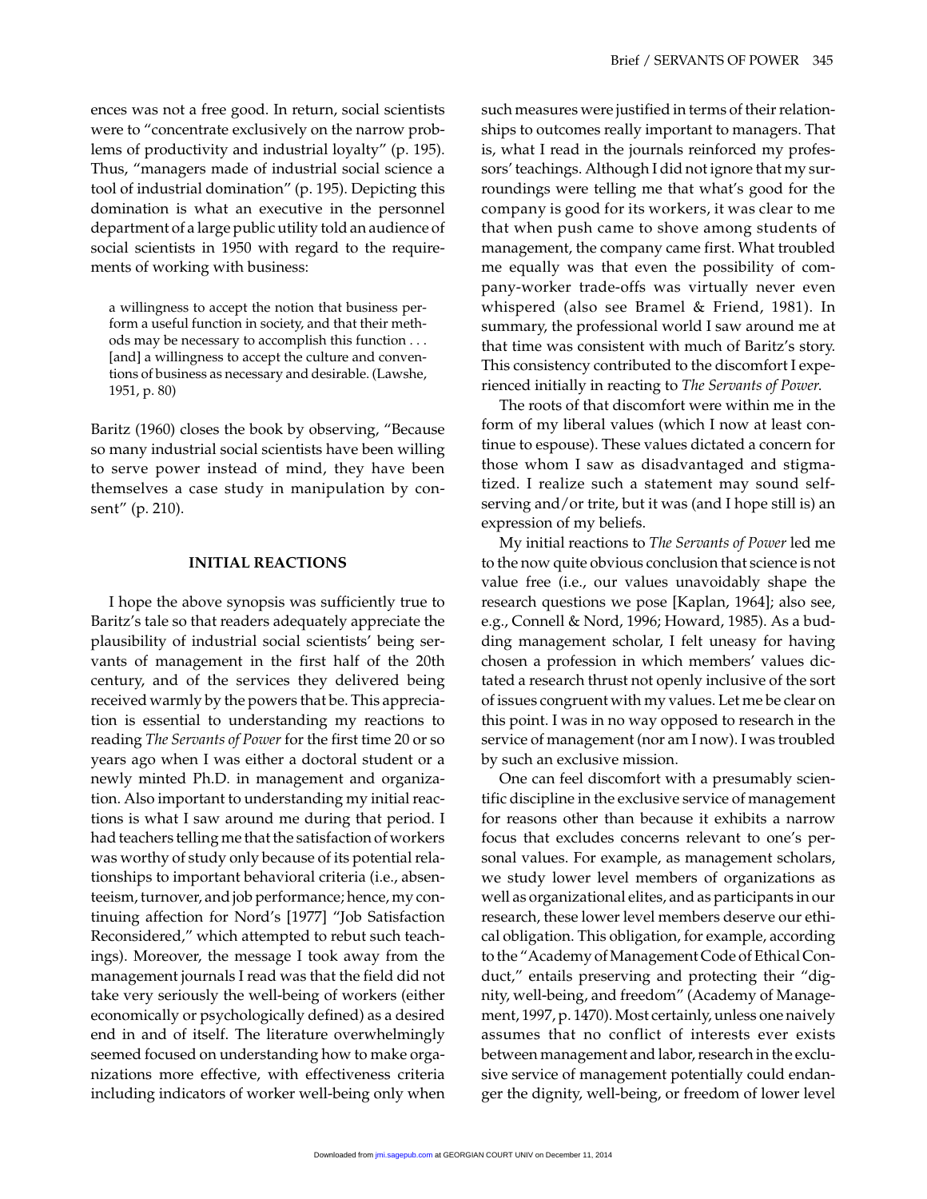ences was not a free good. In return, social scientists were to "concentrate exclusively on the narrow problems of productivity and industrial loyalty" (p. 195). Thus, "managers made of industrial social science a tool of industrial domination" (p. 195). Depicting this domination is what an executive in the personnel department of a large public utility told an audience of social scientists in 1950 with regard to the requirements of working with business:

> a willingness to accept the notion that business perform a useful function in society, and that their methods may be necessary to accomplish this function . . . [and] a willingness to accept the culture and conventions of business as necessary and desirable. (Lawshe, 1951, p. 80)

Baritz (1960) closes the book by observing, "Because so many industrial social scientists have been willing to serve power instead of mind, they have been themselves a case study in manipulation by consent" (p. 210).

## INITIAL REACTIONS

I hope the above synopsis was sufficiently true to Baritz's tale so that readers adequately appreciate the plausibility of industrial social scientists' being servants of management in the first half of the 20th century, and of the services they delivered being received warmly by the powers that be. This appreciation is essential to understanding my reactions to reading *The Servants of Power* for the first time 20 or so years ago when I was either a doctoral student or a newly minted Ph.D. in management and organization. Also important to understanding my initial reactions is what I saw around me during that period. I had teachers telling me that the satisfaction of workers was worthy of study only because of its potential relationships to important behavioral criteria (i.e., absenteeism, turnover, and job performance; hence, my continuing affection for Nord's [1977] "Job Satisfaction Reconsidered," which attempted to rebut such teachings). Moreover, the message I took away from the management journals I read was that the field did not take very seriously the well-being of workers (either economically or psychologically defined) as a desired end in and of itself. The literature overwhelmingly seemed focused on understanding how to make organizations more effective, with effectiveness criteria including indicators of worker well-being only when such measures were justified in terms of their relationships to outcomes really important to managers. That is, what I read in the journals reinforced my professors' teachings. Although I did not ignore that my surroundings were telling me that what's good for the company is good for its workers, it was clear to me that when push came to shove among students of management, the company came first. What troubled me equally was that even the possibility of company-worker trade-offs was virtually never even whispered (also see Bramel & Friend, 1981). In summary, the professional world I saw around me at that time was consistent with much of Baritz's story. This consistency contributed to the discomfort I experienced initially in reacting to *The Servants of Power.*

The roots of that discomfort were within me in the form of my liberal values (which I now at least continue to espouse). These values dictated a concern for those whom I saw as disadvantaged and stigmatized. I realize such a statement may sound self-serving and/or trite, but it was (and I hope still is) an expression of my beliefs.

My initial reactions to *The Servants of Power* led me to the now quite obvious conclusion that science is not value free (i.e., our values unavoidably shape the research questions we pose [Kaplan, 1964]; also see, e.g., Connell & Nord, 1996; Howard, 1985). As a budding management scholar, I felt uneasy for having chosen a profession in which members' values dictated a research thrust not openly inclusive of the sort of issues congruent with my values. Let me be clear on this point. I was in no way opposed to research in the service of management (nor am I now). I was troubled by such an exclusive mission.

One can feel discomfort with a presumably scientific discipline in the exclusive service of management for reasons other than because it exhibits a narrow focus that excludes concerns relevant to one's personal values. For example, as management scholars, we study lower level members of organizations as well as organizational elites, and as participants in our research, these lower level members deserve our ethical obligation. This obligation, for example, according to the "Academy of Management Code of Ethical Conduct," entails preserving and protecting their "dignity, well-being, and freedom" (Academy of Management, 1997, p. 1470). Most certainly, unless one naively assumes that no conflict of interests ever exists between management and labor, research in the exclusive service of management potentially could endanger the dignity, well-being, or freedom of lower level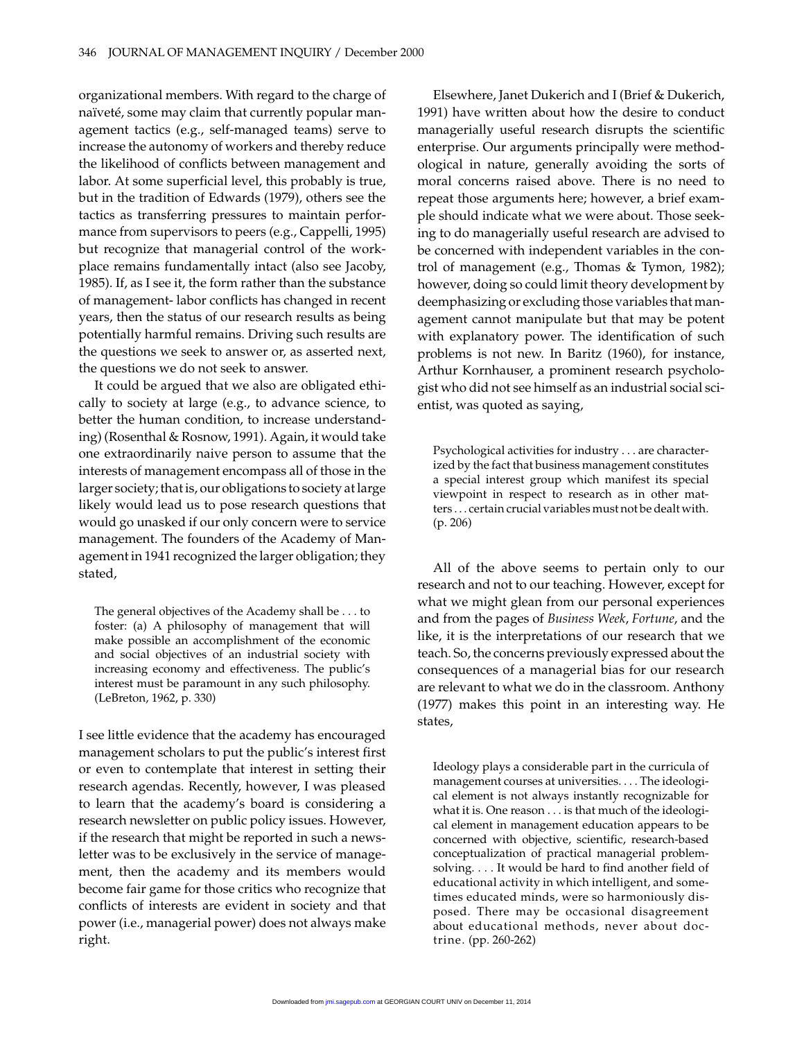organizational members. With regard to the charge of naïveté, some may claim that currently popular management tactics (e.g., self-managed teams) serve to increase the autonomy of workers and thereby reduce the likelihood of conflicts between management and labor. At some superficial level, this probably is true, but in the tradition of Edwards (1979), others see the tactics as transferring pressures to maintain performance from supervisors to peers (e.g., Cappelli, 1995) but recognize that managerial control of the workplace remains fundamentally intact (also see Jacoby, 1985). If, as I see it, the form rather than the substance of management- labor conflicts has changed in recent years, then the status of our research results as being potentially harmful remains. Driving such results are the questions we seek to answer or, as asserted next, the questions we do not seek to answer.

It could be argued that we also are obligated ethically to society at large (e.g., to advance science, to better the human condition, to increase understanding) (Rosenthal & Rosnow, 1991). Again, it would take one extraordinarily naive person to assume that the interests of management encompass all of those in the larger society; that is, our obligations to society at large likely would lead us to pose research questions that would go unasked if our only concern were to service management. The founders of the Academy of Management in 1941 recognized the larger obligation; they stated,

> The general objectives of the Academy shall be . . . to foster: (a) A philosophy of management that will make possible an accomplishment of the economic and social objectives of an industrial society with increasing economy and effectiveness. The public's interest must be paramount in any such philosophy. (LeBreton, 1962, p. 330)

I see little evidence that the academy has encouraged management scholars to put the public's interest first or even to contemplate that interest in setting their research agendas. Recently, however, I was pleased to learn that the academy's board is considering a research newsletter on public policy issues. However, if the research that might be reported in such a newsletter was to be exclusively in the service of management, then the academy and its members would become fair game for those critics who recognize that conflicts of interests are evident in society and that power (i.e., managerial power) does not always make right.

Elsewhere, Janet Dukerich and I (Brief & Dukerich, 1991) have written about how the desire to conduct managerially useful research disrupts the scientific enterprise. Our arguments principally were methodological in nature, generally avoiding the sorts of moral concerns raised above. There is no need to repeat those arguments here; however, a brief example should indicate what we were about. Those seeking to do managerially useful research are advised to be concerned with independent variables in the control of management (e.g., Thomas & Tymon, 1982); however, doing so could limit theory development by deemphasizing or excluding those variables that management cannot manipulate but that may be potent with explanatory power. The identification of such problems is not new. In Baritz (1960), for instance, Arthur Kornhauser, a prominent research psychologist who did not see himself as an industrial social scientist, was quoted as saying,

> Psychological activities for industry . . . are characterized by the fact that business management constitutes a special interest group which manifest its special viewpoint in respect to research as in other matters . . . certain crucial variables must not be dealt with. (p. 206)

All of the above seems to pertain only to our research and not to our teaching. However, except for what we might glean from our personal experiences and from the pages of *Business Week*, *Fortune*, and the like, it is the interpretations of our research that we teach. So, the concerns previously expressed about the consequences of a managerial bias for our research are relevant to what we do in the classroom. Anthony (1977) makes this point in an interesting way. He states,

> Ideology plays a considerable part in the curricula of management courses at universities. . . . The ideological element is not always instantly recognizable for what it is. One reason . . . is that much of the ideological element in management education appears to be concerned with objective, scientific, research-based conceptualization of practical managerial problem-solving. . . . It would be hard to find another field of educational activity in which intelligent, and sometimes educated minds, were so harmoniously disposed. There may be occasional disagreement about educational methods, never about doctrine. (pp. 260-262)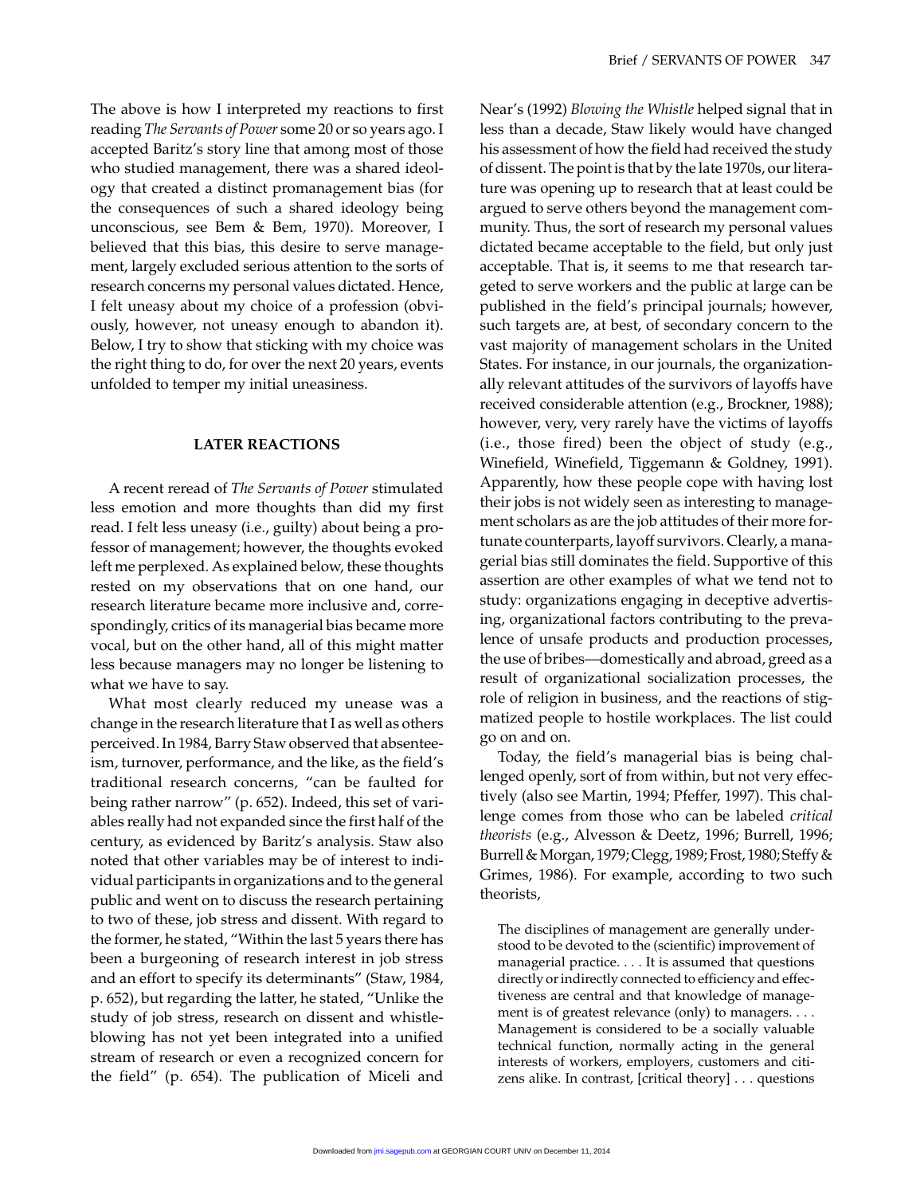The above is how I interpreted my reactions to first reading *The Servants of Power* some 20 or so years ago. I accepted Baritz's story line that among most of those who studied management, there was a shared ideology that created a distinct promanagement bias (for the consequences of such a shared ideology being unconscious, see Bem & Bem, 1970). Moreover, I believed that this bias, this desire to serve management, largely excluded serious attention to the sorts of research concerns my personal values dictated. Hence, I felt uneasy about my choice of a profession (obviously, however, not uneasy enough to abandon it). Below, I try to show that sticking with my choice was the right thing to do, for over the next 20 years, events unfolded to temper my initial uneasiness.

## LATER REACTIONS

A recent reread of *The Servants of Power* stimulated less emotion and more thoughts than did my first read. I felt less uneasy (i.e., guilty) about being a professor of management; however, the thoughts evoked left me perplexed. As explained below, these thoughts rested on my observations that on one hand, our research literature became more inclusive and, correspondingly, critics of its managerial bias became more vocal, but on the other hand, all of this might matter less because managers may no longer be listening to what we have to say.

What most clearly reduced my unease was a change in the research literature that I as well as others perceived. In 1984, Barry Staw observed that absenteeism, turnover, performance, and the like, as the field's traditional research concerns, "can be faulted for being rather narrow" (p. 652). Indeed, this set of variables really had not expanded since the first half of the century, as evidenced by Baritz's analysis. Staw also noted that other variables may be of interest to individual participants in organizations and to the general public and went on to discuss the research pertaining to two of these, job stress and dissent. With regard to the former, he stated, "Within the last 5 years there has been a burgeoning of research interest in job stress and an effort to specify its determinants" (Staw, 1984, p. 652), but regarding the latter, he stated, "Unlike the study of job stress, research on dissent and whistleblowing has not yet been integrated into a unified stream of research or even a recognized concern for the field" (p. 654). The publication of Miceli and Near's (1992) *Blowing the Whistle* helped signal that in less than a decade, Staw likely would have changed his assessment of how the field had received the study of dissent. The point is that by the late 1970s, our literature was opening up to research that at least could be argued to serve others beyond the management community. Thus, the sort of research my personal values dictated became acceptable to the field, but only just acceptable. That is, it seems to me that research targeted to serve workers and the public at large can be published in the field's principal journals; however, such targets are, at best, of secondary concern to the vast majority of management scholars in the United States. For instance, in our journals, the organizationally relevant attitudes of the survivors of layoffs have received considerable attention (e.g., Brockner, 1988); however, very, very rarely have the victims of layoffs (i.e., those fired) been the object of study (e.g., Winefield, Winefield, Tiggemann & Goldney, 1991). Apparently, how these people cope with having lost their jobs is not widely seen as interesting to management scholars as are the job attitudes of their more fortunate counterparts, layoff survivors. Clearly, a managerial bias still dominates the field. Supportive of this assertion are other examples of what we tend not to study: organizations engaging in deceptive advertising, organizational factors contributing to the prevalence of unsafe products and production processes, the use of bribes—domestically and abroad, greed as a result of organizational socialization processes, the role of religion in business, and the reactions of stigmatized people to hostile workplaces. The list could go on and on.

Today, the field's managerial bias is being challenged openly, sort of from within, but not very effectively (also see Martin, 1994; Pfeffer, 1997). This challenge comes from those who can be labeled *critical theorists* (e.g., Alvesson & Deetz, 1996; Burrell, 1996; Burrell & Morgan, 1979; Clegg, 1989; Frost, 1980; Steffy & Grimes, 1986). For example, according to two such theorists,

> The disciplines of management are generally understood to be devoted to the (scientific) improvement of managerial practice. . . . It is assumed that questions directly or indirectly connected to efficiency and effectiveness are central and that knowledge of management is of greatest relevance (only) to managers. . . . Management is considered to be a socially valuable technical function, normally acting in the general interests of workers, employers, customers and citizens alike. In contrast, [critical theory] . . . questions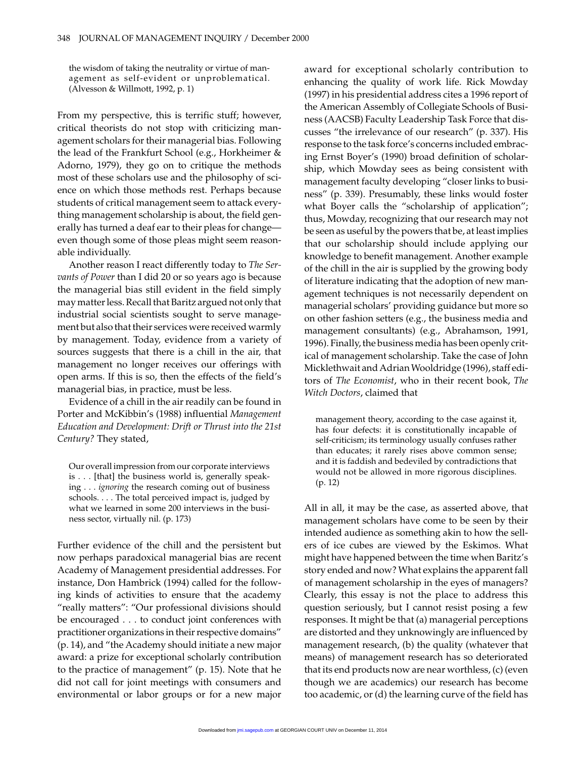> the wisdom of taking the neutrality or virtue of management as self-evident or unproblematical. (Alvesson & Willmott, 1992, p. 1)

From my perspective, this is terrific stuff; however, critical theorists do not stop with criticizing management scholars for their managerial bias. Following the lead of the Frankfurt School (e.g., Horkheimer & Adorno, 1979), they go on to critique the methods most of these scholars use and the philosophy of science on which those methods rest. Perhaps because students of critical management seem to attack everything management scholarship is about, the field generally has turned a deaf ear to their pleas for change—even though some of those pleas might seem reasonable individually.

Another reason I react differently today to *The Servants of Power* than I did 20 or so years ago is because the managerial bias still evident in the field simply may matter less. Recall that Baritz argued not only that industrial social scientists sought to serve management but also that their services were received warmly by management. Today, evidence from a variety of sources suggests that there is a chill in the air, that management no longer receives our offerings with open arms. If this is so, then the effects of the field's managerial bias, in practice, must be less.

Evidence of a chill in the air readily can be found in Porter and McKibbin's (1988) influential *Management Education and Development: Drift or Thrust into the 21st Century?* They stated,

> Our overall impression from our corporate interviews is . . . [that] the business world is, generally speaking . . . *ignoring* the research coming out of business schools. . . . The total perceived impact is, judged by what we learned in some 200 interviews in the business sector, virtually nil. (p. 173)

Further evidence of the chill and the persistent but now perhaps paradoxical managerial bias are recent Academy of Management presidential addresses. For instance, Don Hambrick (1994) called for the following kinds of activities to ensure that the academy "really matters": "Our professional divisions should be encouraged . . . to conduct joint conferences with practitioner organizations in their respective domains" (p. 14), and "the Academy should initiate a new major award: a prize for exceptional scholarly contribution to the practice of management" (p. 15). Note that he did not call for joint meetings with consumers and environmental or labor groups or for a new major award for exceptional scholarly contribution to enhancing the quality of work life. Rick Mowday (1997) in his presidential address cites a 1996 report of the American Assembly of Collegiate Schools of Business (AACSB) Faculty Leadership Task Force that discusses "the irrelevance of our research" (p. 337). His response to the task force's concerns included embracing Ernst Boyer's (1990) broad definition of scholarship, which Mowday sees as being consistent with management faculty developing "closer links to business" (p. 339). Presumably, these links would foster what Boyer calls the "scholarship of application"; thus, Mowday, recognizing that our research may not be seen as useful by the powers that be, at least implies that our scholarship should include applying our knowledge to benefit management. Another example of the chill in the air is supplied by the growing body of literature indicating that the adoption of new management techniques is not necessarily dependent on managerial scholars' providing guidance but more so on other fashion setters (e.g., the business media and management consultants) (e.g., Abrahamson, 1991, 1996). Finally, the business media has been openly critical of management scholarship. Take the case of John Micklethwait and Adrian Wooldridge (1996), staff editors of *The Economist*, who in their recent book, *The Witch Doctors*, claimed that

> management theory, according to the case against it, has four defects: it is constitutionally incapable of self-criticism; its terminology usually confuses rather than educates; it rarely rises above common sense; and it is faddish and bedeviled by contradictions that would not be allowed in more rigorous disciplines. (p. 12)

All in all, it may be the case, as asserted above, that management scholars have come to be seen by their intended audience as something akin to how the sellers of ice cubes are viewed by the Eskimos. What might have happened between the time when Baritz's story ended and now? What explains the apparent fall of management scholarship in the eyes of managers? Clearly, this essay is not the place to address this question seriously, but I cannot resist posing a few responses. It might be that (a) managerial perceptions are distorted and they unknowingly are influenced by management research, (b) the quality (whatever that means) of management research has so deteriorated that its end products now are near worthless, (c) (even though we are academics) our research has become too academic, or (d) the learning curve of the field has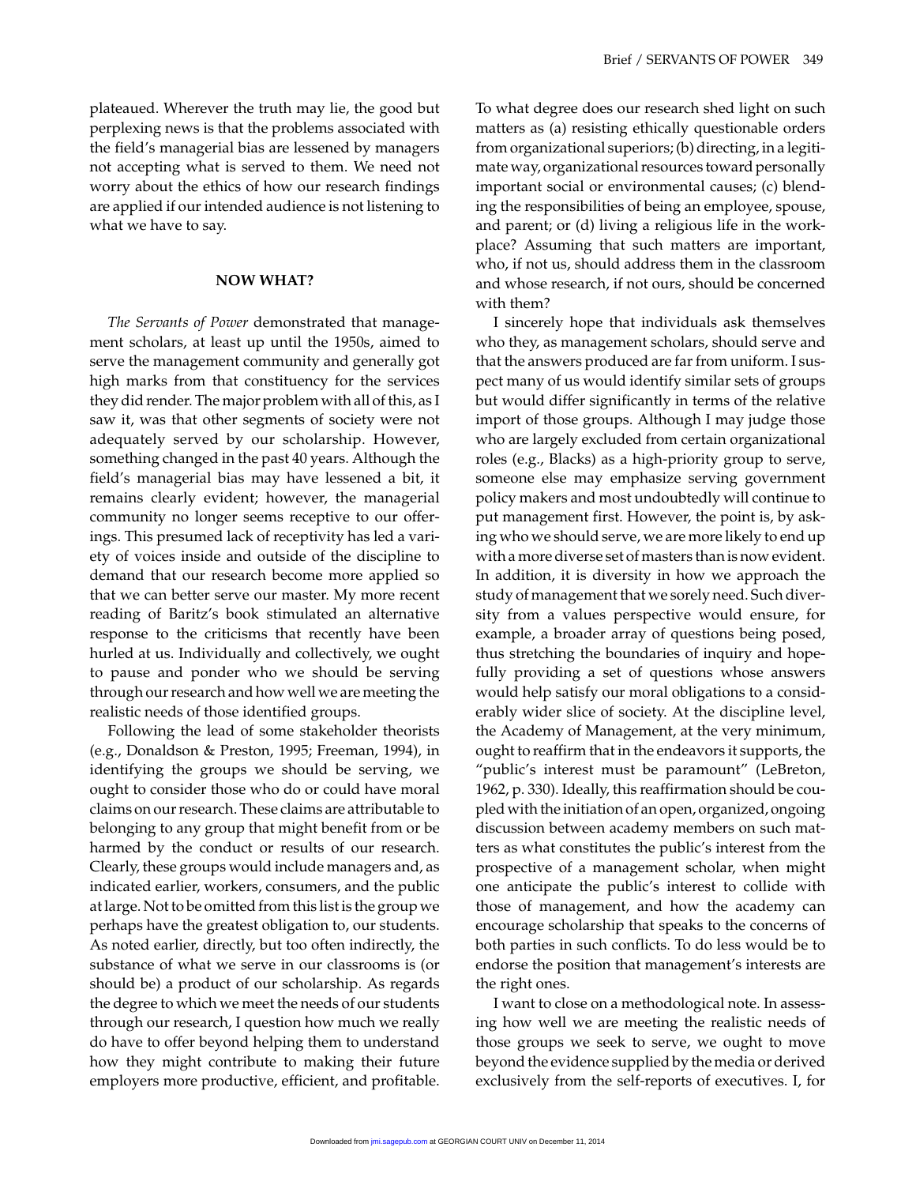plateaued. Wherever the truth may lie, the good but perplexing news is that the problems associated with the field's managerial bias are lessened by managers not accepting what is served to them. We need not worry about the ethics of how our research findings are applied if our intended audience is not listening to what we have to say.

## NOW WHAT?

*The Servants of Power* demonstrated that management scholars, at least up until the 1950s, aimed to serve the management community and generally got high marks from that constituency for the services they did render. The major problem with all of this, as I saw it, was that other segments of society were not adequately served by our scholarship. However, something changed in the past 40 years. Although the field's managerial bias may have lessened a bit, it remains clearly evident; however, the managerial community no longer seems receptive to our offerings. This presumed lack of receptivity has led a variety of voices inside and outside of the discipline to demand that our research become more applied so that we can better serve our master. My more recent reading of Baritz's book stimulated an alternative response to the criticisms that recently have been hurled at us. Individually and collectively, we ought to pause and ponder who we should be serving through our research and how well we are meeting the realistic needs of those identified groups.

Following the lead of some stakeholder theorists (e.g., Donaldson & Preston, 1995; Freeman, 1994), in identifying the groups we should be serving, we ought to consider those who do or could have moral claims on our research. These claims are attributable to belonging to any group that might benefit from or be harmed by the conduct or results of our research. Clearly, these groups would include managers and, as indicated earlier, workers, consumers, and the public at large. Not to be omitted from this list is the group we perhaps have the greatest obligation to, our students. As noted earlier, directly, but too often indirectly, the substance of what we serve in our classrooms is (or should be) a product of our scholarship. As regards the degree to which we meet the needs of our students through our research, I question how much we really do have to offer beyond helping them to understand how they might contribute to making their future employers more productive, efficient, and profitable. To what degree does our research shed light on such matters as (a) resisting ethically questionable orders from organizational superiors; (b) directing, in a legitimate way, organizational resources toward personally important social or environmental causes; (c) blending the responsibilities of being an employee, spouse, and parent; or (d) living a religious life in the workplace? Assuming that such matters are important, who, if not us, should address them in the classroom and whose research, if not ours, should be concerned with them?

I sincerely hope that individuals ask themselves who they, as management scholars, should serve and that the answers produced are far from uniform. I suspect many of us would identify similar sets of groups but would differ significantly in terms of the relative import of those groups. Although I may judge those who are largely excluded from certain organizational roles (e.g., Blacks) as a high-priority group to serve, someone else may emphasize serving government policy makers and most undoubtedly will continue to put management first. However, the point is, by asking who we should serve, we are more likely to end up with a more diverse set of masters than is now evident. In addition, it is diversity in how we approach the study of management that we sorely need. Such diversity from a values perspective would ensure, for example, a broader array of questions being posed, thus stretching the boundaries of inquiry and hopefully providing a set of questions whose answers would help satisfy our moral obligations to a considerably wider slice of society. At the discipline level, the Academy of Management, at the very minimum, ought to reaffirm that in the endeavors it supports, the "public's interest must be paramount" (LeBreton, 1962, p. 330). Ideally, this reaffirmation should be coupled with the initiation of an open, organized, ongoing discussion between academy members on such matters as what constitutes the public's interest from the prospective of a management scholar, when might one anticipate the public's interest to collide with those of management, and how the academy can encourage scholarship that speaks to the concerns of both parties in such conflicts. To do less would be to endorse the position that management's interests are the right ones.

I want to close on a methodological note. In assessing how well we are meeting the realistic needs of those groups we seek to serve, we ought to move beyond the evidence supplied by the media or derived exclusively from the self-reports of executives. I, for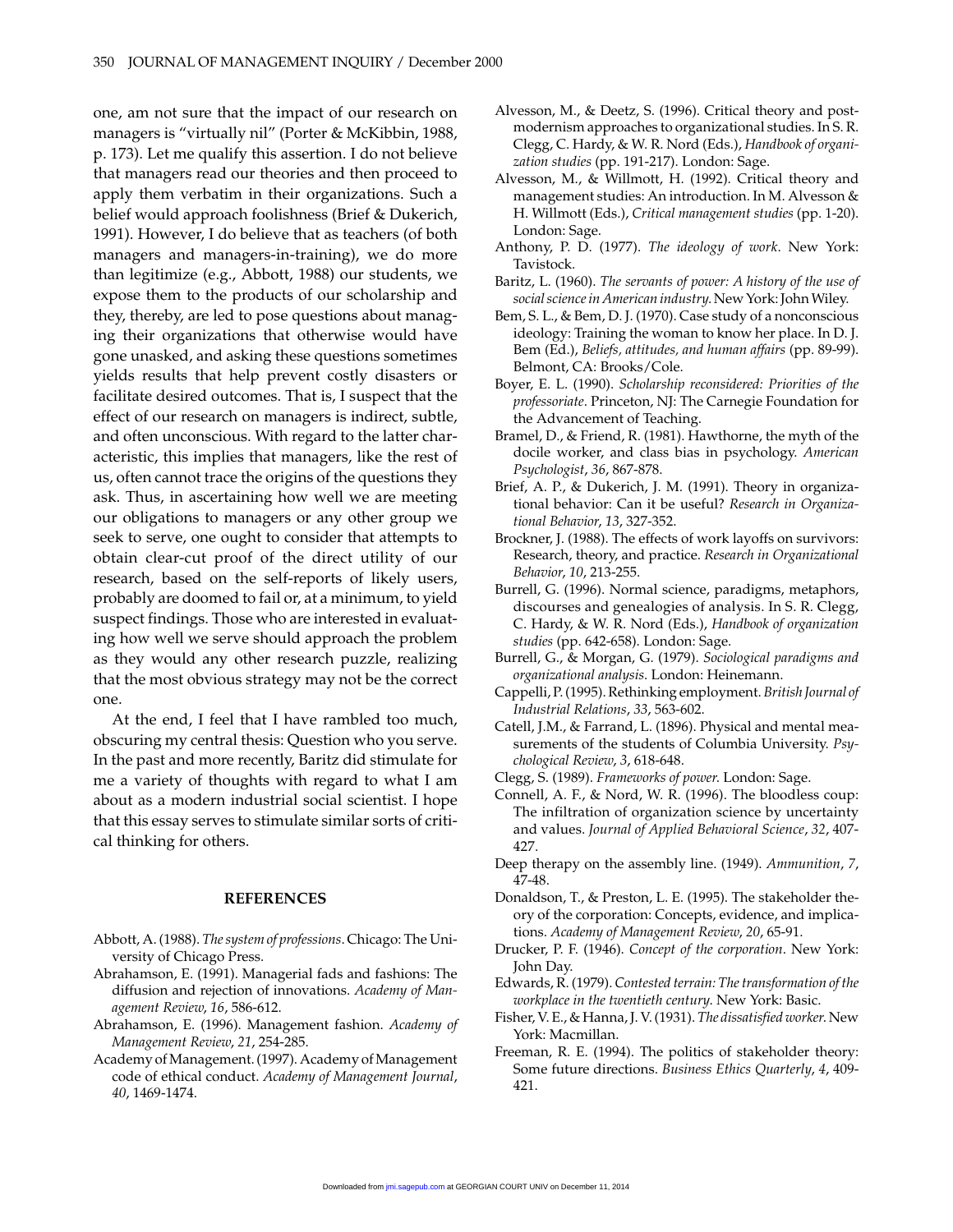one, am not sure that the impact of our research on managers is "virtually nil" (Porter & McKibbin, 1988, p. 173). Let me qualify this assertion. I do not believe that managers read our theories and then proceed to apply them verbatim in their organizations. Such a belief would approach foolishness (Brief & Dukerich, 1991). However, I do believe that as teachers (of both managers and managers-in-training), we do more than legitimize (e.g., Abbott, 1988) our students, we expose them to the products of our scholarship and they, thereby, are led to pose questions about managing their organizations that otherwise would have gone unasked, and asking these questions sometimes yields results that help prevent costly disasters or facilitate desired outcomes. That is, I suspect that the effect of our research on managers is indirect, subtle, and often unconscious. With regard to the latter characteristic, this implies that managers, like the rest of us, often cannot trace the origins of the questions they ask. Thus, in ascertaining how well we are meeting our obligations to managers or any other group we seek to serve, one ought to consider that attempts to obtain clear-cut proof of the direct utility of our research, based on the self-reports of likely users, probably are doomed to fail or, at a minimum, to yield suspect findings. Those who are interested in evaluating how well we serve should approach the problem as they would any other research puzzle, realizing that the most obvious strategy may not be the correct one.

At the end, I feel that I have rambled too much, obscuring my central thesis: Question who you serve. In the past and more recently, Baritz did stimulate for me a variety of thoughts with regard to what I am about as a modern industrial social scientist. I hope that this essay serves to stimulate similar sorts of critical thinking for others.

## REFERENCES

Abbott, A. (1988). *The system of professions*. Chicago: The University of Chicago Press.

Abrahamson, E. (1991). Managerial fads and fashions: The diffusion and rejection of innovations. *Academy of Management Review*, *16*, 586-612.

Abrahamson, E. (1996). Management fashion. *Academy of Management Review*, *21*, 254-285.

Academy of Management. (1997). Academy of Management code of ethical conduct. *Academy of Management Journal*, *40*, 1469-1474.

Alvesson, M., & Deetz, S. (1996). Critical theory and postmodernism approaches to organizational studies. In S. R. Clegg, C. Hardy, & W. R. Nord (Eds.), *Handbook of organization studies* (pp. 191-217). London: Sage.

Alvesson, M., & Willmott, H. (1992). Critical theory and management studies: An introduction. In M. Alvesson & H. Willmott (Eds.), *Critical management studies* (pp. 1-20). London: Sage.

Anthony, P. D. (1977). *The ideology of work*. New York: Tavistock.

Baritz, L. (1960). *The servants of power: A history of the use of social science in American industry*. New York: John Wiley.

Bem, S. L., & Bem, D. J. (1970). Case study of a nonconscious ideology: Training the woman to know her place. In D. J. Bem (Ed.), *Beliefs, attitudes, and human affairs* (pp. 89-99). Belmont, CA: Brooks/Cole.

Boyer, E. L. (1990). *Scholarship reconsidered: Priorities of the professoriate*. Princeton, NJ: The Carnegie Foundation for the Advancement of Teaching.

Bramel, D., & Friend, R. (1981). Hawthorne, the myth of the docile worker, and class bias in psychology. *American Psychologist*, *36*, 867-878.

Brief, A. P., & Dukerich, J. M. (1991). Theory in organizational behavior: Can it be useful? *Research in Organizational Behavior*, *13*, 327-352.

Brockner, J. (1988). The effects of work layoffs on survivors: Research, theory, and practice. *Research in Organizational Behavior*, *10*, 213-255.

Burrell, G. (1996). Normal science, paradigms, metaphors, discourses and genealogies of analysis. In S. R. Clegg, C. Hardy, & W. R. Nord (Eds.), *Handbook of organization studies* (pp. 642-658). London: Sage.

Burrell, G., & Morgan, G. (1979). *Sociological paradigms and organizational analysis*. London: Heinemann.

Cappelli, P. (1995). Rethinking employment. *British Journal of Industrial Relations*, *33*, 563-602.

Catell, J.M., & Farrand, L. (1896). Physical and mental measurements of the students of Columbia University. *Psychological Review*, *3*, 618-648.

Clegg, S. (1989). *Frameworks of power*. London: Sage.

Connell, A. F., & Nord, W. R. (1996). The bloodless coup: The infiltration of organization science by uncertainty and values. *Journal of Applied Behavioral Science*, *32*, 407-427.

Deep therapy on the assembly line. (1949). *Ammunition*, *7*, 47-48.

Donaldson, T., & Preston, L. E. (1995). The stakeholder theory of the corporation: Concepts, evidence, and implications. *Academy of Management Review*, *20*, 65-91.

Drucker, P. F. (1946). *Concept of the corporation*. New York: John Day.

Edwards, R. (1979). *Contested terrain: The transformation of the workplace in the twentieth century*. New York: Basic.

Fisher, V. E., & Hanna, J. V. (1931). *The dissatisfied worker*. New York: Macmillan.

Freeman, R. E. (1994). The politics of stakeholder theory: Some future directions. *Business Ethics Quarterly*, *4*, 409-421.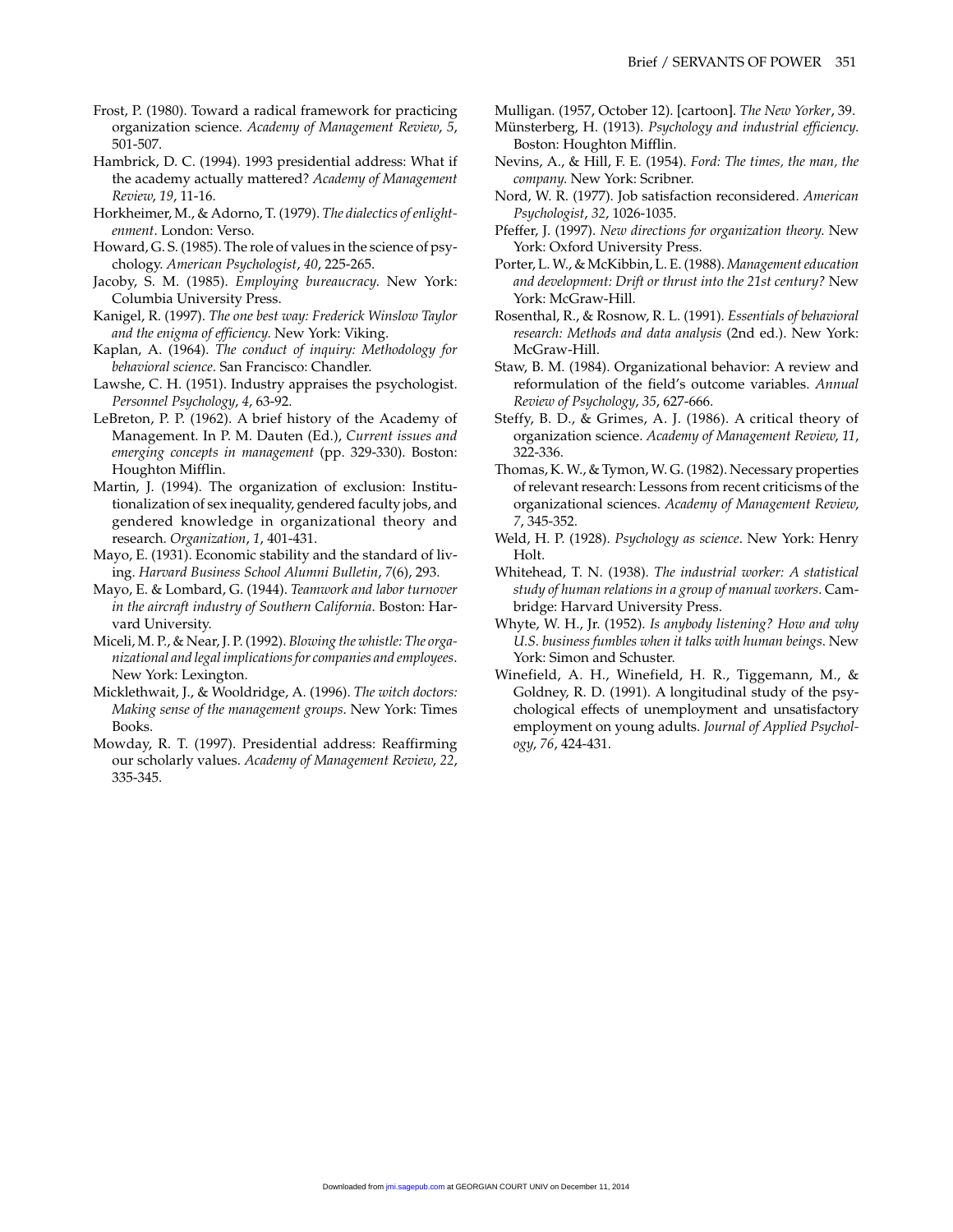Frost, P. (1980). Toward a radical framework for practicing organization science. *Academy of Management Review*, *5*, 501-507.

Hambrick, D. C. (1994). 1993 presidential address: What if the academy actually mattered? *Academy of Management Review*, *19*, 11-16.

Horkheimer, M., & Adorno, T. (1979). *The dialectics of enlightenment*. London: Verso.

Howard, G. S. (1985). The role of values in the science of psychology. *American Psychologist*, *40*, 225-265.

Jacoby, S. M. (1985). *Employing bureaucracy*. New York: Columbia University Press.

Kanigel, R. (1997). *The one best way: Frederick Winslow Taylor and the enigma of efficiency*. New York: Viking.

Kaplan, A. (1964). *The conduct of inquiry: Methodology for behavioral science*. San Francisco: Chandler.

Lawshe, C. H. (1951). Industry appraises the psychologist. *Personnel Psychology*, *4*, 63-92.

LeBreton, P. P. (1962). A brief history of the Academy of Management. In P. M. Dauten (Ed.), *Current issues and emerging concepts in management* (pp. 329-330). Boston: Houghton Mifflin.

Martin, J. (1994). The organization of exclusion: Institutionalization of sex inequality, gendered faculty jobs, and gendered knowledge in organizational theory and research. *Organization*, *1*, 401-431.

Mayo, E. (1931). Economic stability and the standard of living. *Harvard Business School Alumni Bulletin*, *7*(6), 293.

Mayo, E. & Lombard, G. (1944). *Teamwork and labor turnover in the aircraft industry of Southern California*. Boston: Harvard University.

Miceli, M. P., & Near, J. P. (1992). *Blowing the whistle: The organizational and legal implications for companies and employees*. New York: Lexington.

Micklethwait, J., & Wooldridge, A. (1996). *The witch doctors: Making sense of the management groups*. New York: Times Books.

Mowday, R. T. (1997). Presidential address: Reaffirming our scholarly values. *Academy of Management Review*, *22*, 335-345.

Mulligan. (1957, October 12). [cartoon]. *The New Yorker*, 39.

Münsterberg, H. (1913). *Psychology and industrial efficiency*. Boston: Houghton Mifflin.

Nevins, A., & Hill, F. E. (1954). *Ford: The times, the man, the company*. New York: Scribner.

Nord, W. R. (1977). Job satisfaction reconsidered. *American Psychologist*, *32*, 1026-1035.

Pfeffer, J. (1997). *New directions for organization theory*. New York: Oxford University Press.

Porter, L. W., & McKibbin, L. E. (1988). *Management education and development: Drift or thrust into the 21st century?* New York: McGraw-Hill.

Rosenthal, R., & Rosnow, R. L. (1991). *Essentials of behavioral research: Methods and data analysis* (2nd ed.). New York: McGraw-Hill.

Staw, B. M. (1984). Organizational behavior: A review and reformulation of the field's outcome variables. *Annual Review of Psychology*, *35*, 627-666.

Steffy, B. D., & Grimes, A. J. (1986). A critical theory of organization science. *Academy of Management Review*, *11*, 322-336.

Thomas, K. W., & Tymon, W. G. (1982). Necessary properties of relevant research: Lessons from recent criticisms of the organizational sciences. *Academy of Management Review*, *7*, 345-352.

Weld, H. P. (1928). *Psychology as science*. New York: Henry Holt.

Whitehead, T. N. (1938). *The industrial worker: A statistical study of human relations in a group of manual workers*. Cambridge: Harvard University Press.

Whyte, W. H., Jr. (1952). *Is anybody listening? How and why U.S. business fumbles when it talks with human beings*. New York: Simon and Schuster.

Winefield, A. H., Winefield, H. R., Tiggemann, M., & Goldney, R. D. (1991). A longitudinal study of the psychological effects of unemployment and unsatisfactory employment on young adults. *Journal of Applied Psychology*, *76*, 424-431.